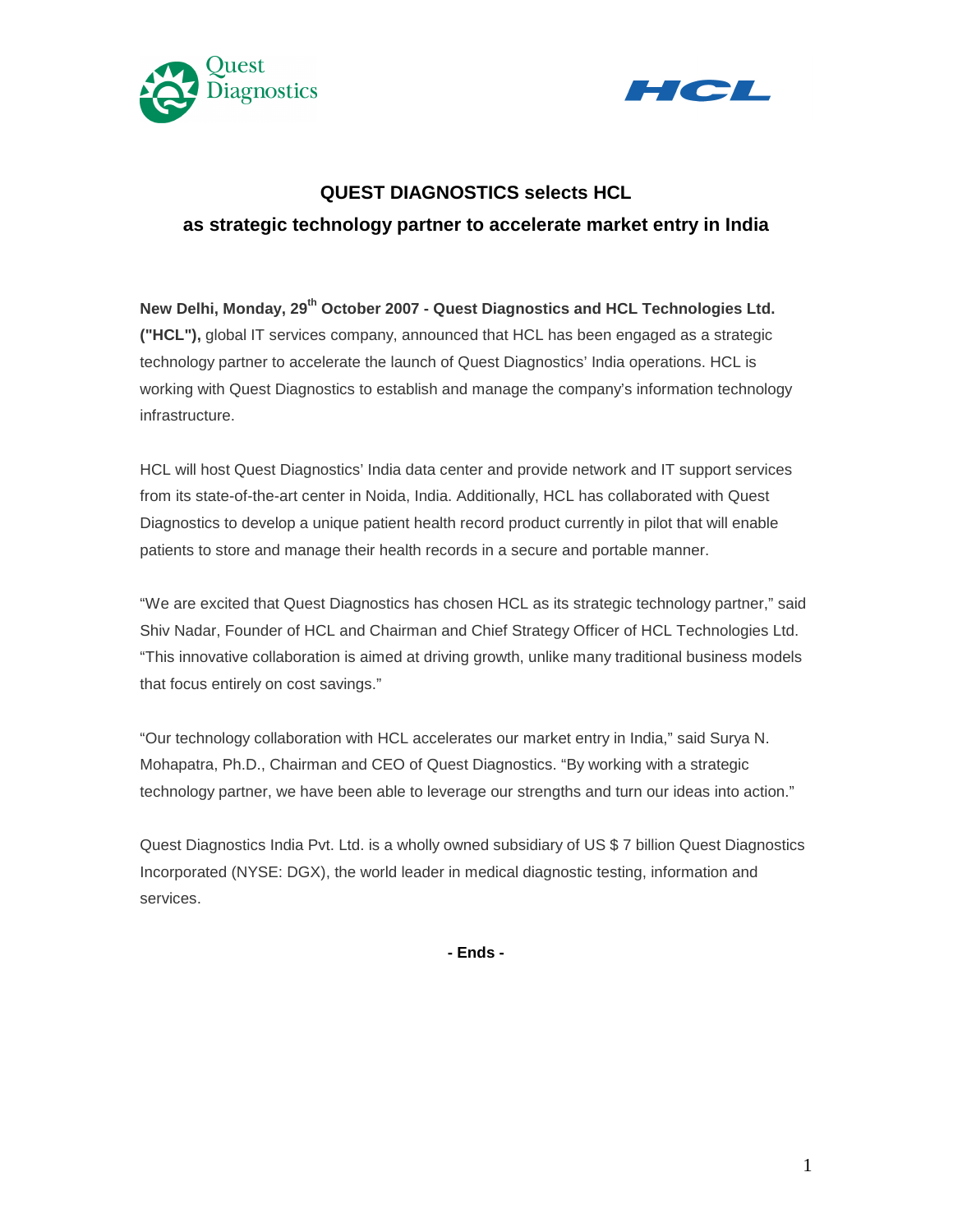# QUEST DIAGNOSTICS selects HCL as strategic technology partner to accelerate market entry in India

**New Delhi, Monday, 29th October 2007 - Quest Diagnostics and HCL Technologies Ltd. ("HCL"),** global IT services company, announced that HCL has been engaged as a strategic technology partner to accelerate the launch of Quest Diagnostics' India operations. HCL is working with Quest Diagnostics to establish and manage the company's information technology infrastructure.

HCL will host Quest Diagnostics' India data center and provide network and IT support services from its state-of-the-art center in Noida, India. Additionally, HCL has collaborated with Quest Diagnostics to develop a unique patient health record product currently in pilot that will enable patients to store and manage their health records in a secure and portable manner.

"We are excited that Quest Diagnostics has chosen HCL as its strategic technology partner," said Shiv Nadar, Founder of HCL and Chairman and Chief Strategy Officer of HCL Technologies Ltd. "This innovative collaboration is aimed at driving growth, unlike many traditional business models that focus entirely on cost savings."

"Our technology collaboration with HCL accelerates our market entry in India," said Surya N. Mohapatra, Ph.D., Chairman and CEO of Quest Diagnostics. "By working with a strategic technology partner, we have been able to leverage our strengths and turn our ideas into action."

Quest Diagnostics India Pvt. Ltd. is a wholly owned subsidiary of US $ 7 billion Quest Diagnostics Incorporated (NYSE: DGX), the world leader in medical diagnostic testing, information and services.

**- Ends -**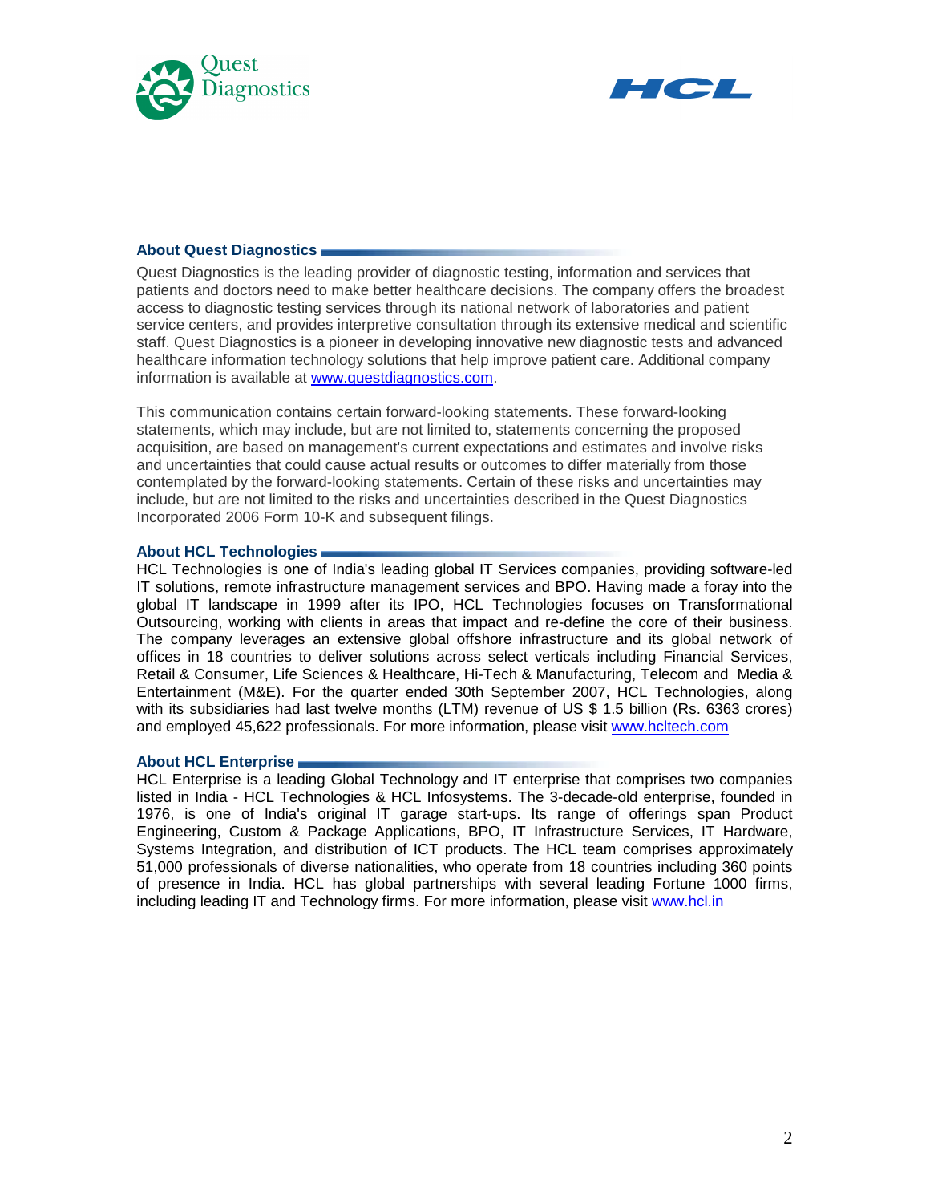## About Quest Diagnostics

Quest Diagnostics is the leading provider of diagnostic testing, information and services that patients and doctors need to make better healthcare decisions. The company offers the broadest access to diagnostic testing services through its national network of laboratories and patient service centers, and provides interpretive consultation through its extensive medical and scientific staff. Quest Diagnostics is a pioneer in developing innovative new diagnostic tests and advanced healthcare information technology solutions that help improve patient care. Additional company information is available at www.questdiagnostics.com.

This communication contains certain forward-looking statements. These forward-looking statements, which may include, but are not limited to, statements concerning the proposed acquisition, are based on management's current expectations and estimates and involve risks and uncertainties that could cause actual results or outcomes to differ materially from those contemplated by the forward-looking statements. Certain of these risks and uncertainties may include, but are not limited to the risks and uncertainties described in the Quest Diagnostics Incorporated 2006 Form 10-K and subsequent filings.

## About HCL Technologies

HCL Technologies is one of India's leading global IT Services companies, providing software-led IT solutions, remote infrastructure management services and BPO. Having made a foray into the global IT landscape in 1999 after its IPO, HCL Technologies focuses on Transformational Outsourcing, working with clients in areas that impact and re-define the core of their business. The company leverages an extensive global offshore infrastructure and its global network of offices in 18 countries to deliver solutions across select verticals including Financial Services, Retail & Consumer, Life Sciences & Healthcare, Hi-Tech & Manufacturing, Telecom and Media & Entertainment (M&E). For the quarter ended 30th September 2007, HCL Technologies, along with its subsidiaries had last twelve months (LTM) revenue of US $ 1.5 billion (Rs. 6363 crores) and employed 45,622 professionals. For more information, please visit www.hcltech.com

## About HCL Enterprise

HCL Enterprise is a leading Global Technology and IT enterprise that comprises two companies listed in India - HCL Technologies & HCL Infosystems. The 3-decade-old enterprise, founded in 1976, is one of India's original IT garage start-ups. Its range of offerings span Product Engineering, Custom & Package Applications, BPO, IT Infrastructure Services, IT Hardware, Systems Integration, and distribution of ICT products. The HCL team comprises approximately 51,000 professionals of diverse nationalities, who operate from 18 countries including 360 points of presence in India. HCL has global partnerships with several leading Fortune 1000 firms, including leading IT and Technology firms. For more information, please visit www.hcl.in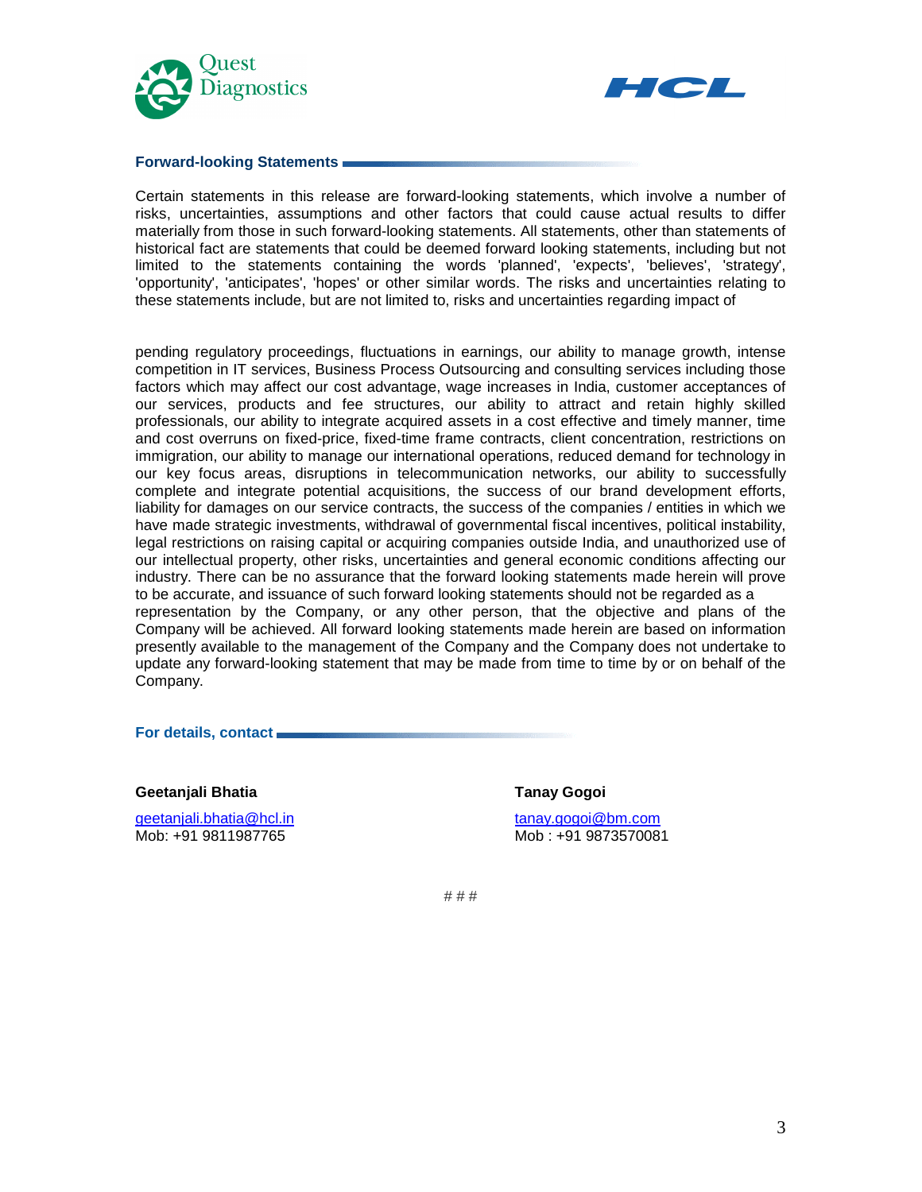## Forward-looking Statements

Certain statements in this release are forward-looking statements, which involve a number of risks, uncertainties, assumptions and other factors that could cause actual results to differ materially from those in such forward-looking statements. All statements, other than statements of historical fact are statements that could be deemed forward looking statements, including but not limited to the statements containing the words 'planned', 'expects', 'believes', 'strategy', 'opportunity', 'anticipates', 'hopes' or other similar words. The risks and uncertainties relating to these statements include, but are not limited to, risks and uncertainties regarding impact of

pending regulatory proceedings, fluctuations in earnings, our ability to manage growth, intense competition in IT services, Business Process Outsourcing and consulting services including those factors which may affect our cost advantage, wage increases in India, customer acceptances of our services, products and fee structures, our ability to attract and retain highly skilled professionals, our ability to integrate acquired assets in a cost effective and timely manner, time and cost overruns on fixed-price, fixed-time frame contracts, client concentration, restrictions on immigration, our ability to manage our international operations, reduced demand for technology in our key focus areas, disruptions in telecommunication networks, our ability to successfully complete and integrate potential acquisitions, the success of our brand development efforts, liability for damages on our service contracts, the success of the companies / entities in which we have made strategic investments, withdrawal of governmental fiscal incentives, political instability, legal restrictions on raising capital or acquiring companies outside India, and unauthorized use of our intellectual property, other risks, uncertainties and general economic conditions affecting our industry. There can be no assurance that the forward looking statements made herein will prove to be accurate, and issuance of such forward looking statements should not be regarded as a representation by the Company, or any other person, that the objective and plans of the Company will be achieved. All forward looking statements made herein are based on information presently available to the management of the Company and the Company does not undertake to update any forward-looking statement that may be made from time to time by or on behalf of the Company.

## For details, contact

**Geetanjali Bhatia**
geetanjali.bhatia@hcl.in
Mob: +91 9811987765

**Tanay Gogoi**
tanay.gogoi@bm.com
Mob : +91 9873570081

# # #